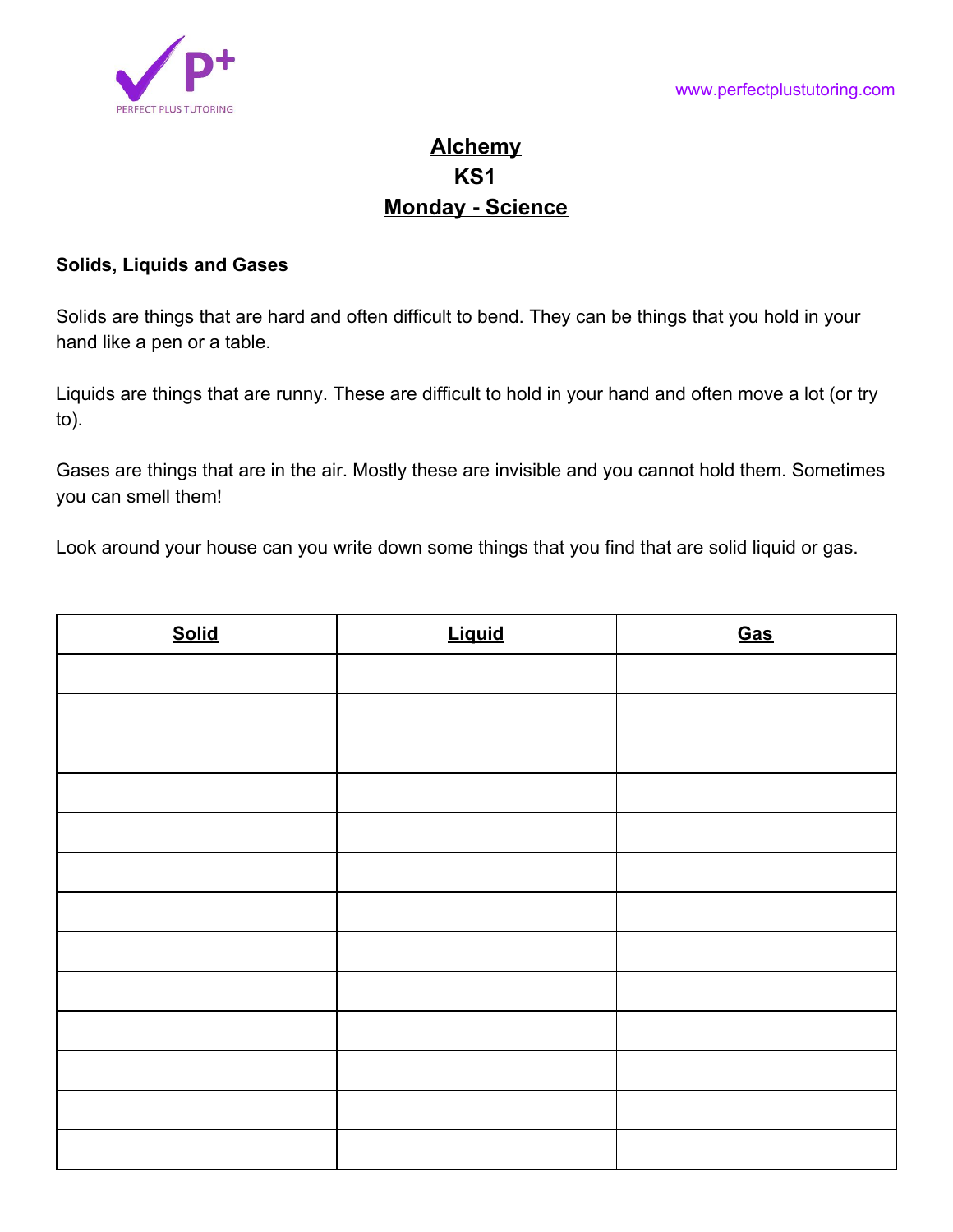PERFECT PLUS TUTORING

www.perfectplustutoring.com

# Alchemy
# KS1
# Monday - Science

**Solids, Liquids and Gases**

Solids are things that are hard and often difficult to bend. They can be things that you hold in your hand like a pen or a table.

Liquids are things that are runny. These are difficult to hold in your hand and often move a lot (or try to).

Gases are things that are in the air. Mostly these are invisible and you cannot hold them. Sometimes you can smell them!

Look around your house can you write down some things that you find that are solid liquid or gas.

| Solid | Liquid | Gas |
|---|---|---|
| | | |
| | | |
| | | |
| | | |
| | | |
| | | |
| | | |
| | | |
| | | |
| | | |
| | | |
| | | |
| | | |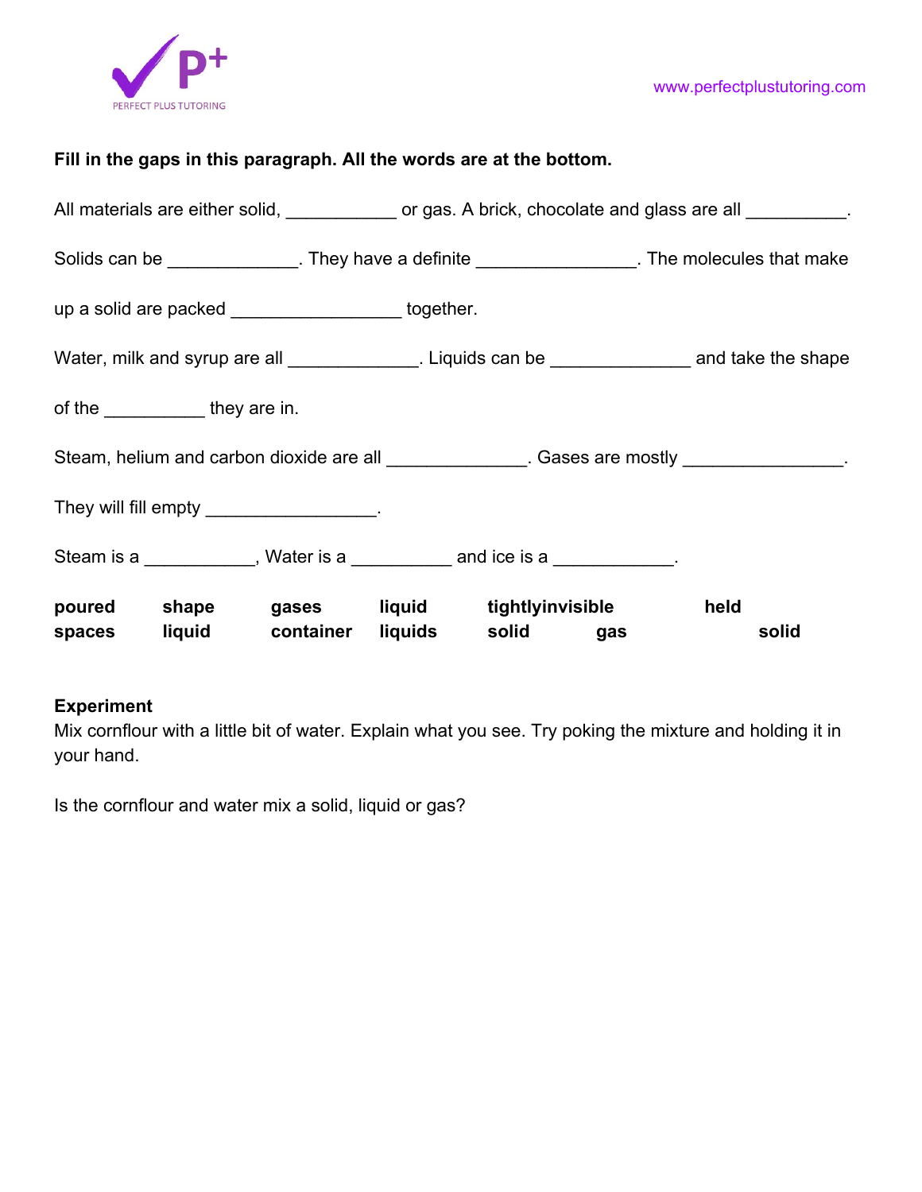**Fill in the gaps in this paragraph. All the words are at the bottom.**

All materials are either solid, ___________ or gas. A brick, chocolate and glass are all __________.

Solids can be _____________. They have a definite ________________. The molecules that make up a solid are packed _________________ together.

Water, milk and syrup are all _____________. Liquids can be ______________ and take the shape of the __________ they are in.

Steam, helium and carbon dioxide are all ______________. Gases are mostly ________________. They will fill empty _________________.

Steam is a ___________, Water is a __________ and ice is a ____________.

| | | | | | | |
|---|---|---|---|---|---|---|
| **poured** | **shape** | **gases** | **liquid** | **tightlyinvisible** | | **held** |
| **spaces** | **liquid** | **container** | **liquids** | **solid** | **gas** | **solid** |

**Experiment**

Mix cornflour with a little bit of water. Explain what you see. Try poking the mixture and holding it in your hand.

Is the cornflour and water mix a solid, liquid or gas?